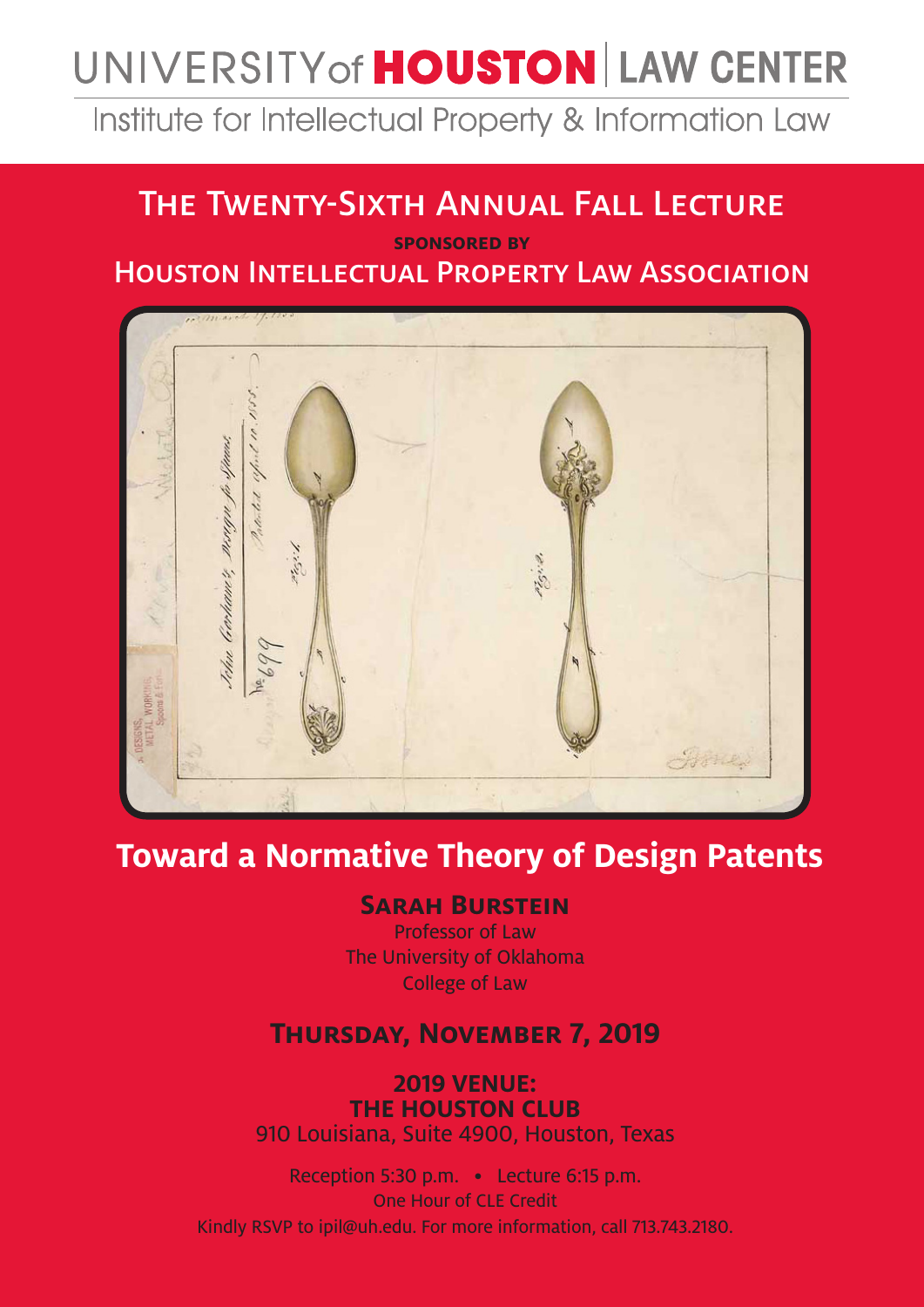# UNIVERSITY of HOUSTON | LAW CENTER

Institute for Intellectual Property & Information Law

## The Twenty-Sixth Annual Fall Lecture

**SPONSORED BY**

Houston Intellectual Property Law Association

## Toward a Normative Theory of Design Patents

**Sarah Burstein**

Professor of Law
The University of Oklahoma
College of Law

**Thursday, November 7, 2019**

**2019 VENUE:**
**THE HOUSTON CLUB**
910 Louisiana, Suite 4900, Houston, Texas

Reception 5:30 p.m. • Lecture 6:15 p.m.
One Hour of CLE Credit
Kindly RSVP to ipil@uh.edu. For more information, call 713.743.2180.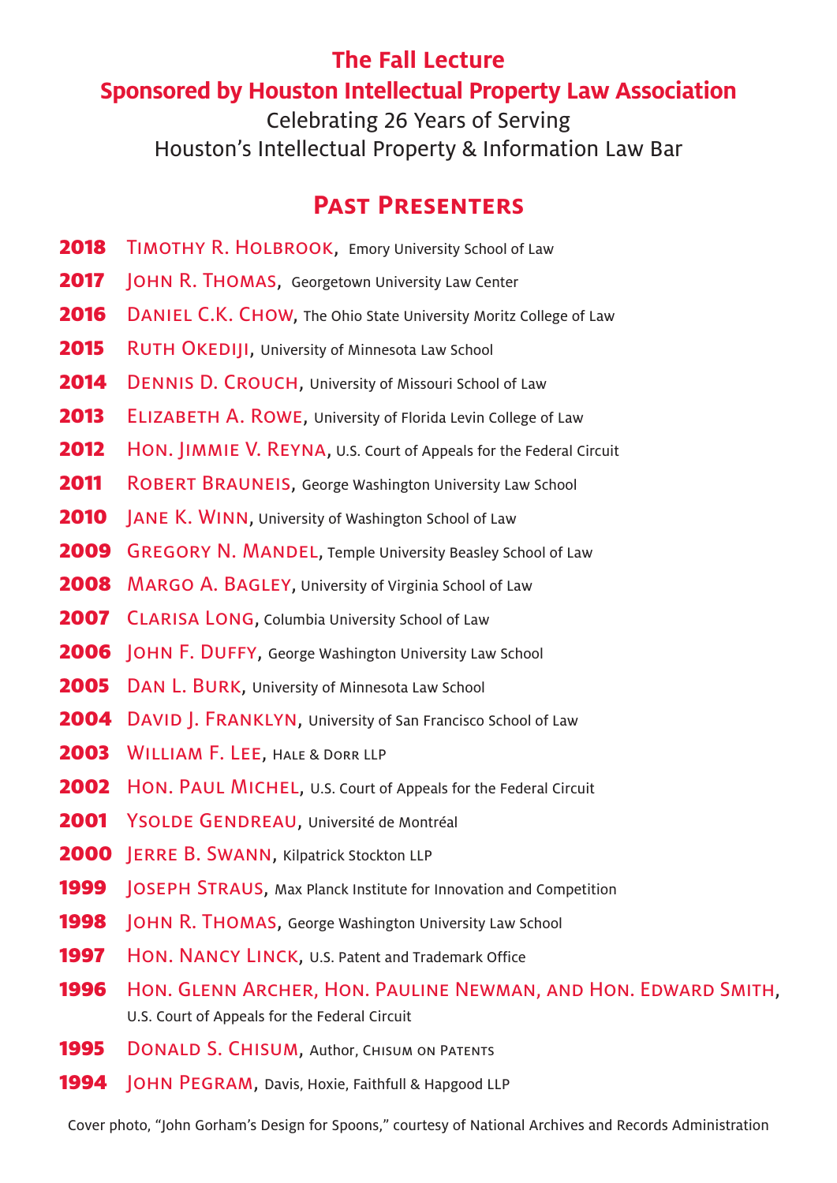# The Fall Lecture

## Sponsored by Houston Intellectual Property Law Association

Celebrating 26 Years of Serving
Houston's Intellectual Property & Information Law Bar

## Past Presenters

**2018** Timothy R. Holbrook, Emory University School of Law

**2017** John R. Thomas, Georgetown University Law Center

**2016** Daniel C.K. Chow, The Ohio State University Moritz College of Law

**2015** Ruth Okediji, University of Minnesota Law School

**2014** Dennis D. Crouch, University of Missouri School of Law

**2013** Elizabeth A. Rowe, University of Florida Levin College of Law

**2012** Hon. Jimmie V. Reyna, U.S. Court of Appeals for the Federal Circuit

**2011** Robert Brauneis, George Washington University Law School

**2010** Jane K. Winn, University of Washington School of Law

**2009** Gregory N. Mandel, Temple University Beasley School of Law

**2008** Margo A. Bagley, University of Virginia School of Law

**2007** Clarisa Long, Columbia University School of Law

**2006** John F. Duffy, George Washington University Law School

**2005** Dan L. Burk, University of Minnesota Law School

**2004** David J. Franklyn, University of San Francisco School of Law

**2003** William F. Lee, Hale & Dorr LLP

**2002** Hon. Paul Michel, U.S. Court of Appeals for the Federal Circuit

**2001** Ysolde Gendreau, Université de Montréal

**2000** Jerre B. Swann, Kilpatrick Stockton LLP

**1999** Joseph Straus, Max Planck Institute for Innovation and Competition

**1998** John R. Thomas, George Washington University Law School

**1997** Hon. Nancy Linck, U.S. Patent and Trademark Office

**1996** Hon. Glenn Archer, Hon. Pauline Newman, and Hon. Edward Smith, U.S. Court of Appeals for the Federal Circuit

**1995** Donald S. Chisum, Author, Chisum on Patents

**1994** John Pegram, Davis, Hoxie, Faithfull & Hapgood LLP

Cover photo, "John Gorham's Design for Spoons," courtesy of National Archives and Records Administration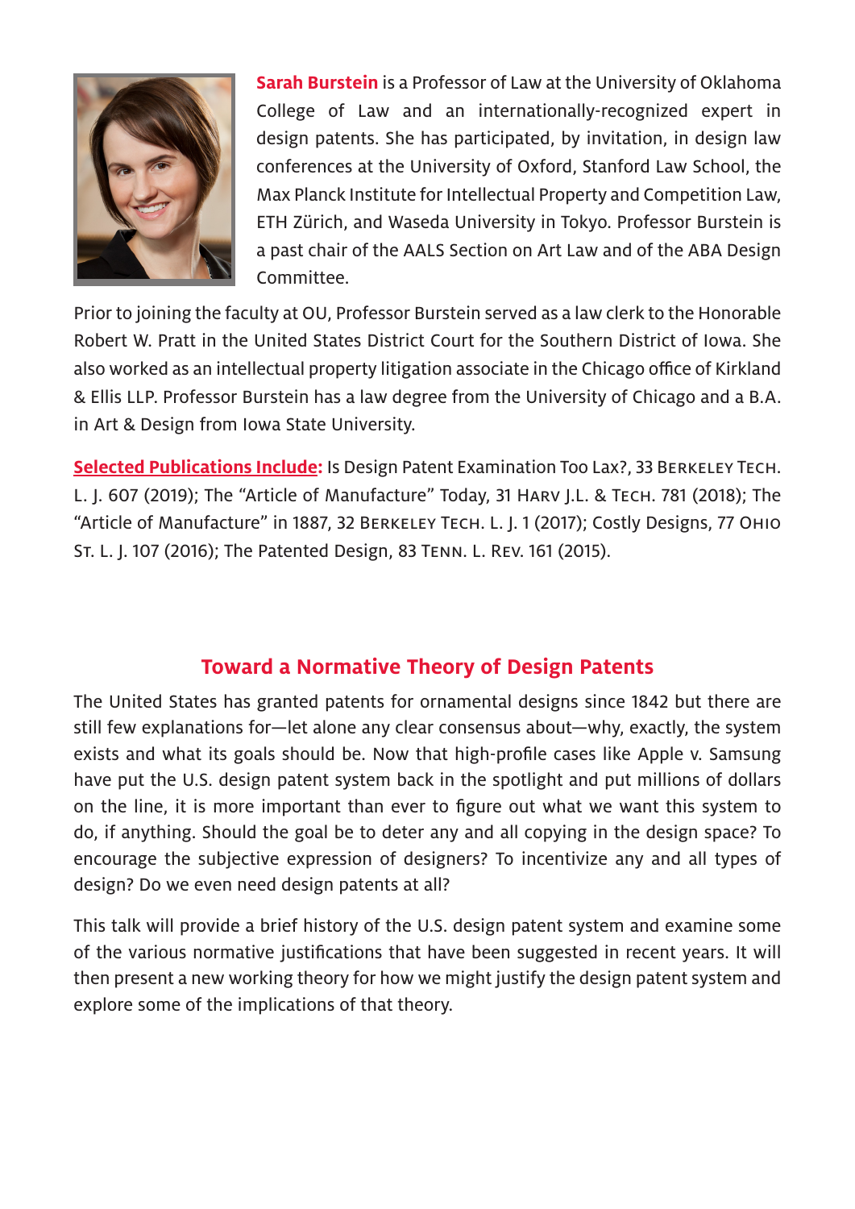**Sarah Burstein** is a Professor of Law at the University of Oklahoma College of Law and an internationally-recognized expert in design patents. She has participated, by invitation, in design law conferences at the University of Oxford, Stanford Law School, the Max Planck Institute for Intellectual Property and Competition Law, ETH Zürich, and Waseda University in Tokyo. Professor Burstein is a past chair of the AALS Section on Art Law and of the ABA Design Committee.

Prior to joining the faculty at OU, Professor Burstein served as a law clerk to the Honorable Robert W. Pratt in the United States District Court for the Southern District of Iowa. She also worked as an intellectual property litigation associate in the Chicago office of Kirkland & Ellis LLP. Professor Burstein has a law degree from the University of Chicago and a B.A. in Art & Design from Iowa State University.

**Selected Publications Include:** Is Design Patent Examination Too Lax?, 33 Berkeley Tech. L. J. 607 (2019); The "Article of Manufacture" Today, 31 Harv J.L. & Tech. 781 (2018); The "Article of Manufacture" in 1887, 32 Berkeley Tech. L. J. 1 (2017); Costly Designs, 77 Ohio St. L. J. 107 (2016); The Patented Design, 83 Tenn. L. Rev. 161 (2015).

## Toward a Normative Theory of Design Patents

The United States has granted patents for ornamental designs since 1842 but there are still few explanations for—let alone any clear consensus about—why, exactly, the system exists and what its goals should be. Now that high-profile cases like Apple v. Samsung have put the U.S. design patent system back in the spotlight and put millions of dollars on the line, it is more important than ever to figure out what we want this system to do, if anything. Should the goal be to deter any and all copying in the design space? To encourage the subjective expression of designers? To incentivize any and all types of design? Do we even need design patents at all?

This talk will provide a brief history of the U.S. design patent system and examine some of the various normative justifications that have been suggested in recent years. It will then present a new working theory for how we might justify the design patent system and explore some of the implications of that theory.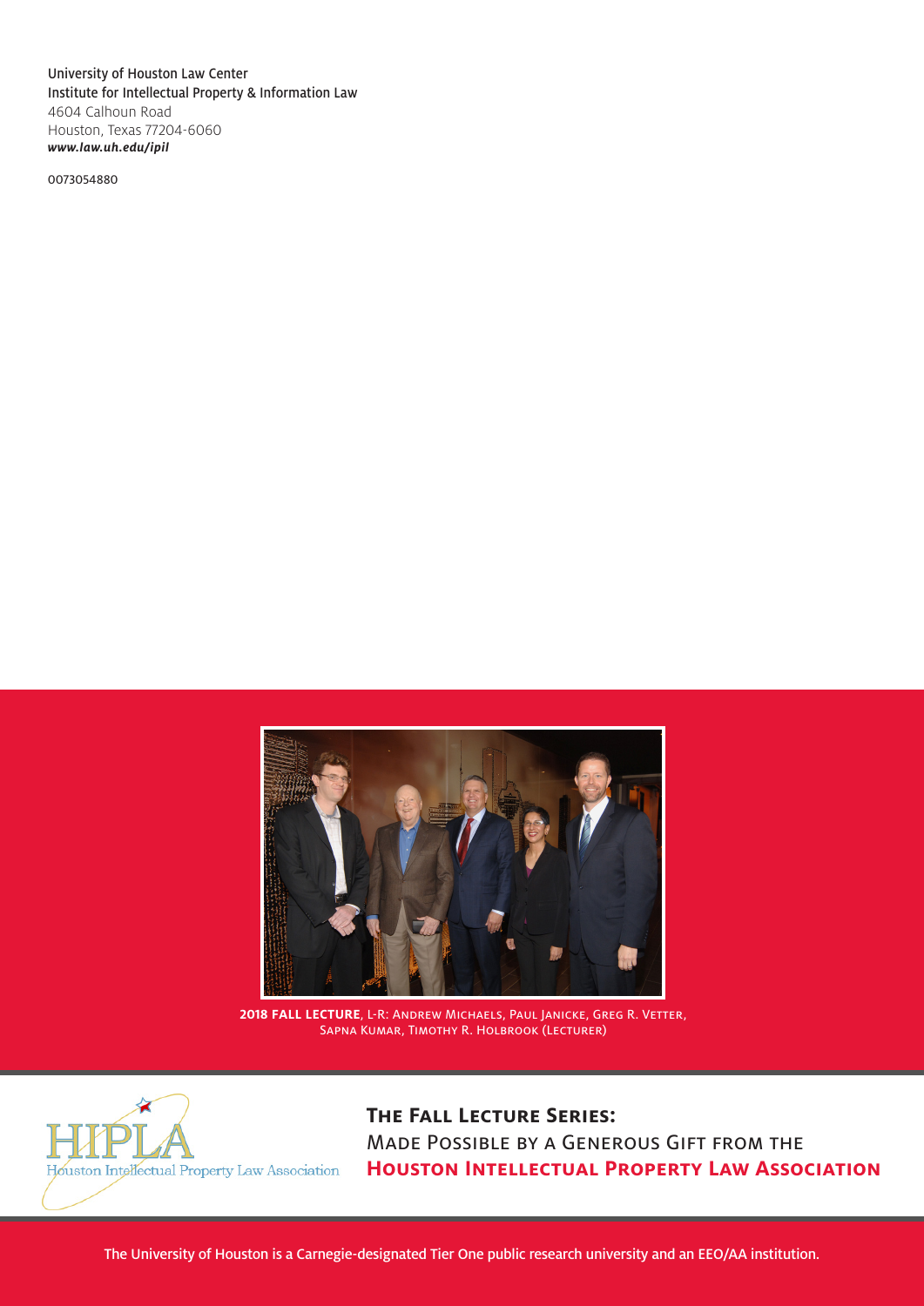University of Houston Law Center
Institute for Intellectual Property & Information Law
4604 Calhoun Road
Houston, Texas 77204-6060
***www.law.uh.edu/ipil***

0073054880

**2018 FALL LECTURE**, L-R: Andrew Michaels, Paul Janicke, Greg R. Vetter, Sapna Kumar, Timothy R. Holbrook (Lecturer)

HIPLA
Houston Intellectual Property Law Association

## The Fall Lecture Series:

Made Possible by a Generous Gift from the **Houston Intellectual Property Law Association**

The University of Houston is a Carnegie-designated Tier One public research university and an EEO/AA institution.